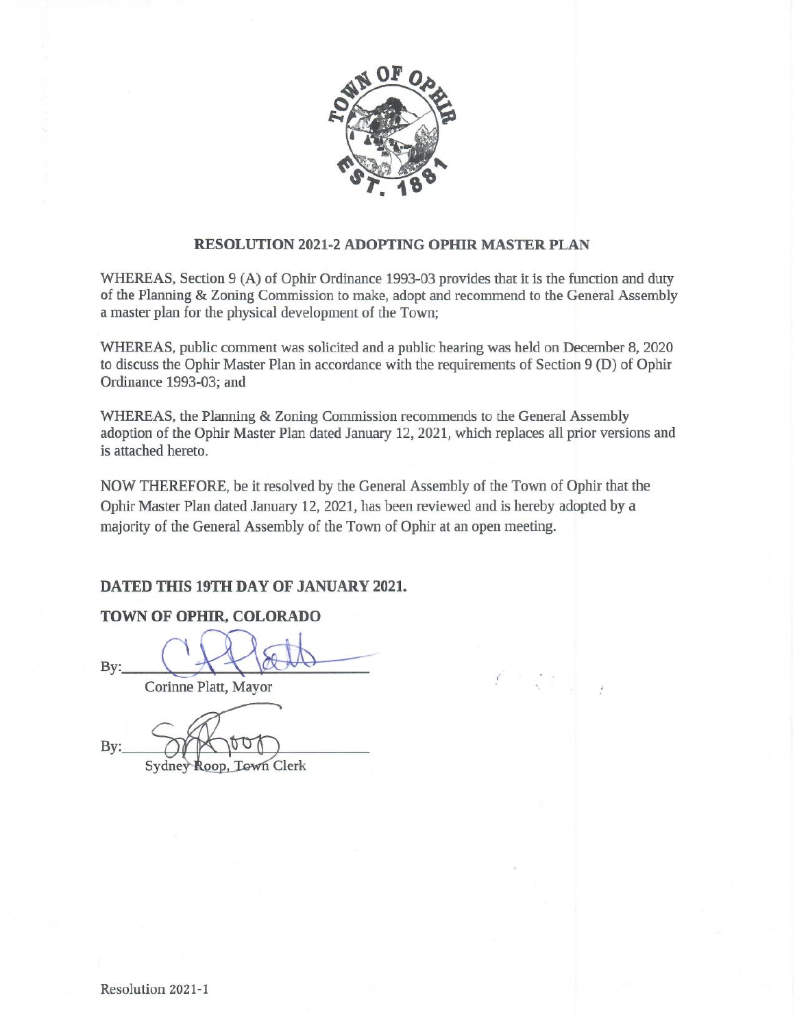# RESOLUTION 2021-2 ADOPTING OPHIR MASTER PLAN

WHEREAS, Section 9 (A) of Ophir Ordinance 1993-03 provides that it is the function and duty of the Planning & Zoning Commission to make, adopt and recommend to the General Assembly a master plan for the physical development of the Town;

WHEREAS, public comment was solicited and a public hearing was held on December 8, 2020 to discuss the Ophir Master Plan in accordance with the requirements of Section 9 (D) of Ophir Ordinance 1993-03; and

WHEREAS, the Planning & Zoning Commission recommends to the General Assembly adoption of the Ophir Master Plan dated January 12, 2021, which replaces all prior versions and is attached hereto.

NOW THEREFORE, be it resolved by the General Assembly of the Town of Ophir that the Ophir Master Plan dated January 12, 2021, has been reviewed and is hereby adopted by a majority of the General Assembly of the Town of Ophir at an open meeting.

**DATED THIS 19TH DAY OF JANUARY 2021.**

**TOWN OF OPHIR, COLORADO**

By:\_\_\_\_\_\_\_\_\_\_\_\_\_\_\_\_\_\_\_\_\_\_\_\_\_\_

Corinne Platt, Mayor

By:\_\_\_\_\_\_\_\_\_\_\_\_\_\_\_\_\_\_\_\_\_\_\_\_\_\_

Sydney Roop, Town Clerk

Resolution 2021-1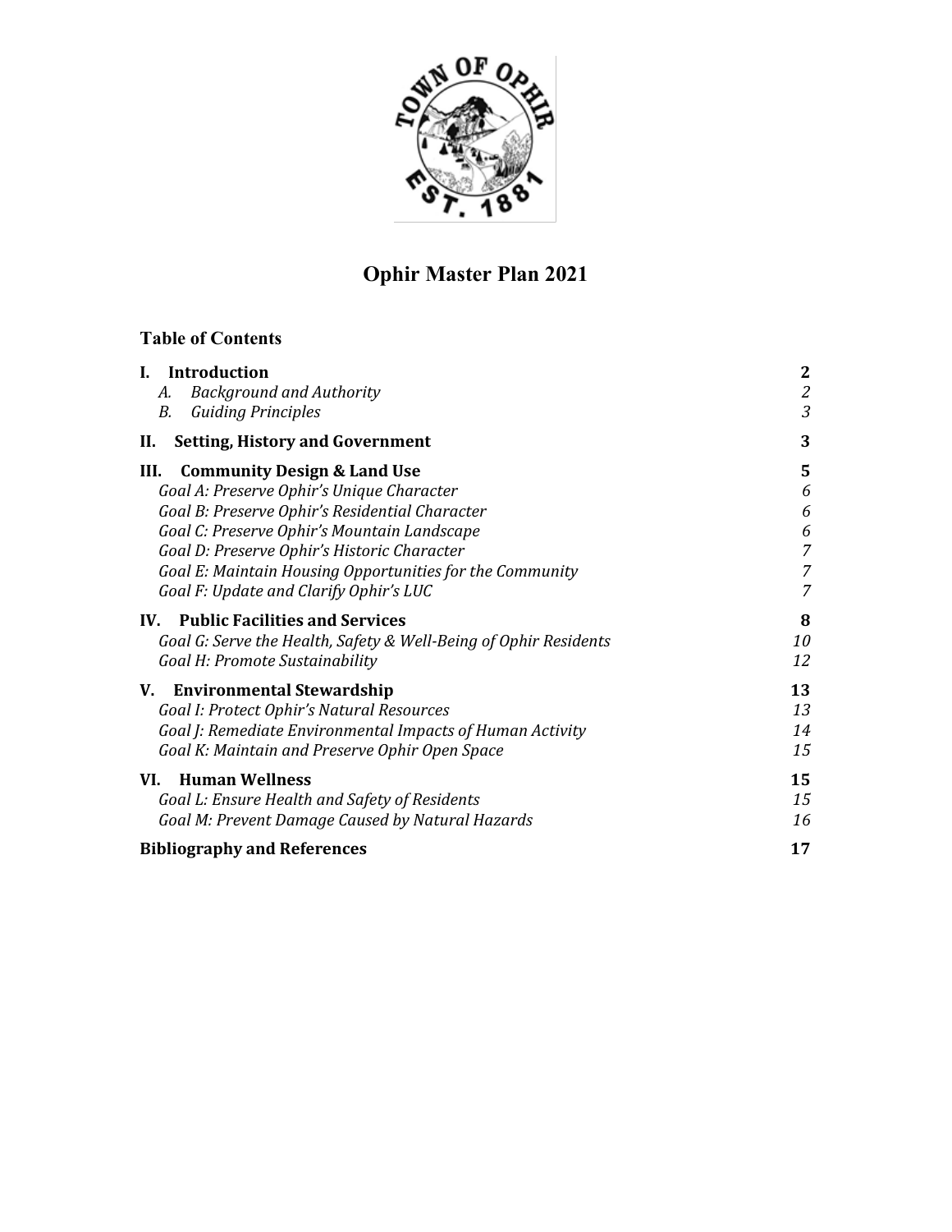# Ophir Master Plan 2021

## Table of Contents

| | |
|---|---|
| **I. Introduction** | **2** |
| *A. Background and Authority* | *2* |
| *B. Guiding Principles* | *3* |
| **II. Setting, History and Government** | **3** |
| **III. Community Design & Land Use** | **5** |
| *Goal A: Preserve Ophir's Unique Character* | *6* |
| *Goal B: Preserve Ophir's Residential Character* | *6* |
| *Goal C: Preserve Ophir's Mountain Landscape* | *6* |
| *Goal D: Preserve Ophir's Historic Character* | *7* |
| *Goal E: Maintain Housing Opportunities for the Community* | *7* |
| *Goal F: Update and Clarify Ophir's LUC* | *7* |
| **IV. Public Facilities and Services** | **8** |
| *Goal G: Serve the Health, Safety & Well-Being of Ophir Residents* | *10* |
| *Goal H: Promote Sustainability* | *12* |
| **V. Environmental Stewardship** | **13** |
| *Goal I: Protect Ophir's Natural Resources* | *13* |
| *Goal J: Remediate Environmental Impacts of Human Activity* | *14* |
| *Goal K: Maintain and Preserve Ophir Open Space* | *15* |
| **VI. Human Wellness** | **15** |
| *Goal L: Ensure Health and Safety of Residents* | *15* |
| *Goal M: Prevent Damage Caused by Natural Hazards* | *16* |
| **Bibliography and References** | **17** |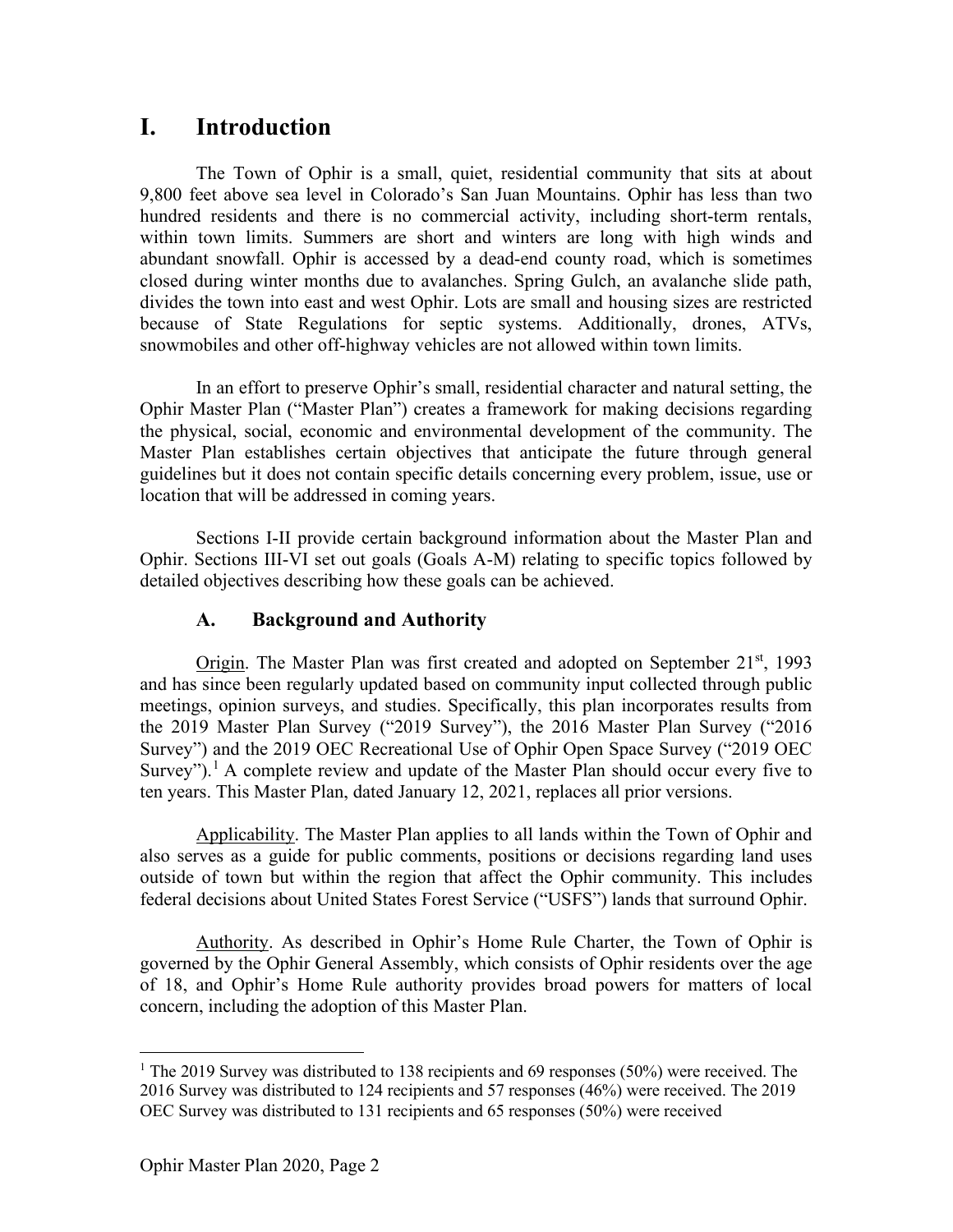# I. Introduction

The Town of Ophir is a small, quiet, residential community that sits at about 9,800 feet above sea level in Colorado's San Juan Mountains. Ophir has less than two hundred residents and there is no commercial activity, including short-term rentals, within town limits. Summers are short and winters are long with high winds and abundant snowfall. Ophir is accessed by a dead-end county road, which is sometimes closed during winter months due to avalanches. Spring Gulch, an avalanche slide path, divides the town into east and west Ophir. Lots are small and housing sizes are restricted because of State Regulations for septic systems. Additionally, drones, ATVs, snowmobiles and other off-highway vehicles are not allowed within town limits.

In an effort to preserve Ophir's small, residential character and natural setting, the Ophir Master Plan ("Master Plan") creates a framework for making decisions regarding the physical, social, economic and environmental development of the community. The Master Plan establishes certain objectives that anticipate the future through general guidelines but it does not contain specific details concerning every problem, issue, use or location that will be addressed in coming years.

Sections I-II provide certain background information about the Master Plan and Ophir. Sections III-VI set out goals (Goals A-M) relating to specific topics followed by detailed objectives describing how these goals can be achieved.

## A. Background and Authority

Origin. The Master Plan was first created and adopted on September 21st, 1993 and has since been regularly updated based on community input collected through public meetings, opinion surveys, and studies. Specifically, this plan incorporates results from the 2019 Master Plan Survey ("2019 Survey"), the 2016 Master Plan Survey ("2016 Survey") and the 2019 OEC Recreational Use of Ophir Open Space Survey ("2019 OEC Survey").[1] A complete review and update of the Master Plan should occur every five to ten years. This Master Plan, dated January 12, 2021, replaces all prior versions.

Applicability. The Master Plan applies to all lands within the Town of Ophir and also serves as a guide for public comments, positions or decisions regarding land uses outside of town but within the region that affect the Ophir community. This includes federal decisions about United States Forest Service ("USFS") lands that surround Ophir.

Authority. As described in Ophir's Home Rule Charter, the Town of Ophir is governed by the Ophir General Assembly, which consists of Ophir residents over the age of 18, and Ophir's Home Rule authority provides broad powers for matters of local concern, including the adoption of this Master Plan.

[1] The 2019 Survey was distributed to 138 recipients and 69 responses (50%) were received. The 2016 Survey was distributed to 124 recipients and 57 responses (46%) were received. The 2019 OEC Survey was distributed to 131 recipients and 65 responses (50%) were received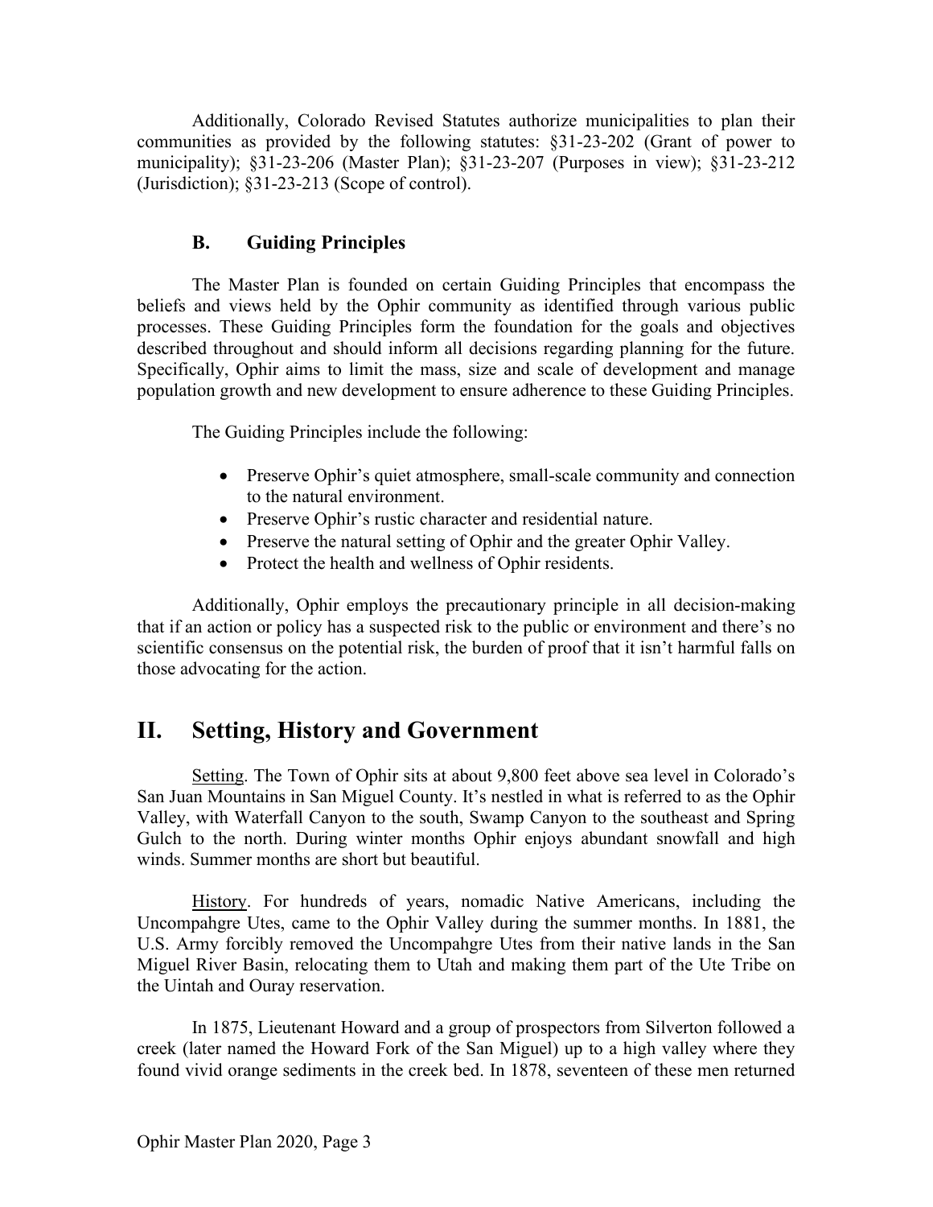Additionally, Colorado Revised Statutes authorize municipalities to plan their communities as provided by the following statutes: §31-23-202 (Grant of power to municipality); §31-23-206 (Master Plan); §31-23-207 (Purposes in view); §31-23-212 (Jurisdiction); §31-23-213 (Scope of control).

### B. Guiding Principles

The Master Plan is founded on certain Guiding Principles that encompass the beliefs and views held by the Ophir community as identified through various public processes. These Guiding Principles form the foundation for the goals and objectives described throughout and should inform all decisions regarding planning for the future. Specifically, Ophir aims to limit the mass, size and scale of development and manage population growth and new development to ensure adherence to these Guiding Principles.

The Guiding Principles include the following:

- Preserve Ophir's quiet atmosphere, small-scale community and connection to the natural environment.
- Preserve Ophir's rustic character and residential nature.
- Preserve the natural setting of Ophir and the greater Ophir Valley.
- Protect the health and wellness of Ophir residents.

Additionally, Ophir employs the precautionary principle in all decision-making that if an action or policy has a suspected risk to the public or environment and there's no scientific consensus on the potential risk, the burden of proof that it isn't harmful falls on those advocating for the action.

## II. Setting, History and Government

Setting. The Town of Ophir sits at about 9,800 feet above sea level in Colorado's San Juan Mountains in San Miguel County. It's nestled in what is referred to as the Ophir Valley, with Waterfall Canyon to the south, Swamp Canyon to the southeast and Spring Gulch to the north. During winter months Ophir enjoys abundant snowfall and high winds. Summer months are short but beautiful.

History. For hundreds of years, nomadic Native Americans, including the Uncompahgre Utes, came to the Ophir Valley during the summer months. In 1881, the U.S. Army forcibly removed the Uncompahgre Utes from their native lands in the San Miguel River Basin, relocating them to Utah and making them part of the Ute Tribe on the Uintah and Ouray reservation.

In 1875, Lieutenant Howard and a group of prospectors from Silverton followed a creek (later named the Howard Fork of the San Miguel) up to a high valley where they found vivid orange sediments in the creek bed. In 1878, seventeen of these men returned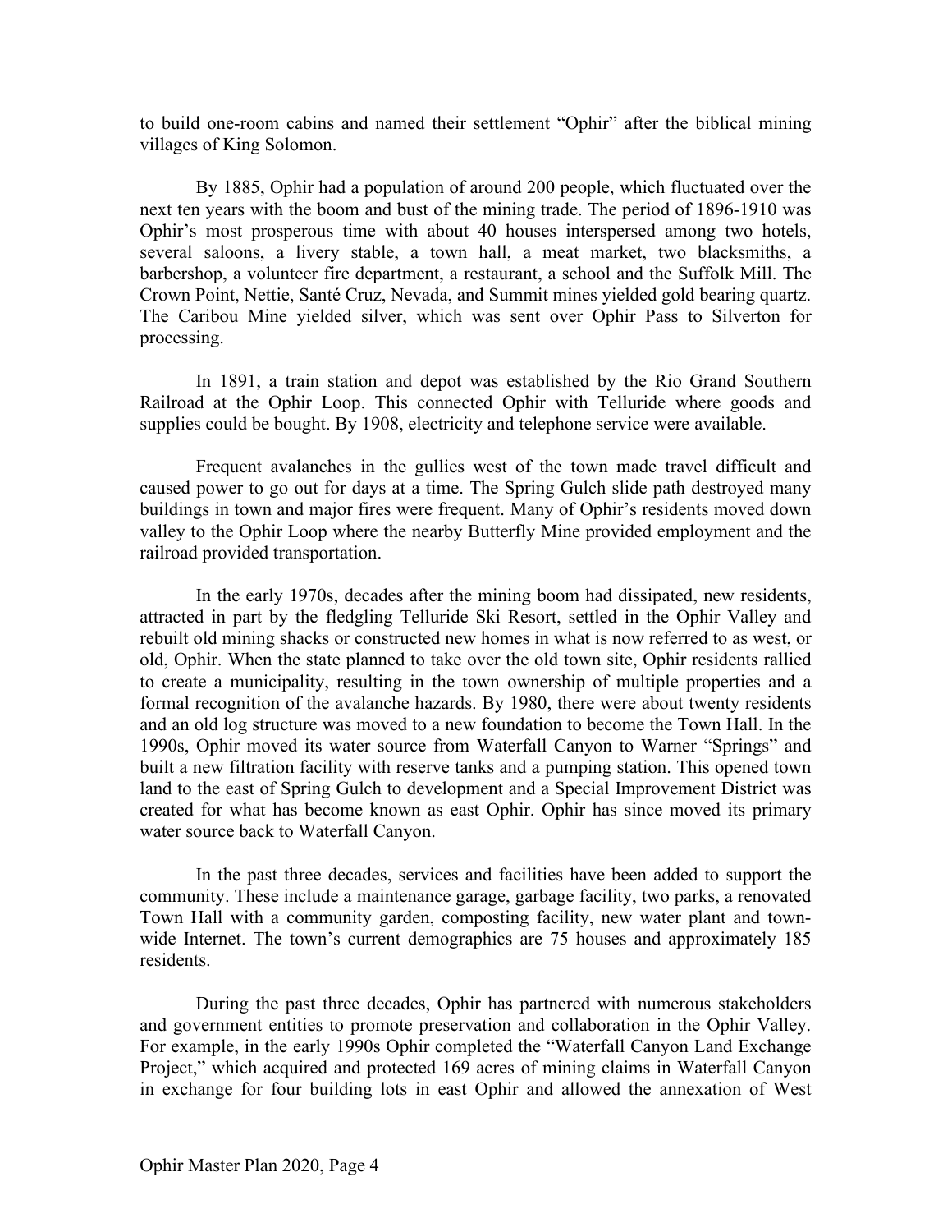to build one-room cabins and named their settlement "Ophir" after the biblical mining villages of King Solomon.

By 1885, Ophir had a population of around 200 people, which fluctuated over the next ten years with the boom and bust of the mining trade. The period of 1896-1910 was Ophir's most prosperous time with about 40 houses interspersed among two hotels, several saloons, a livery stable, a town hall, a meat market, two blacksmiths, a barbershop, a volunteer fire department, a restaurant, a school and the Suffolk Mill. The Crown Point, Nettie, Santé Cruz, Nevada, and Summit mines yielded gold bearing quartz. The Caribou Mine yielded silver, which was sent over Ophir Pass to Silverton for processing.

In 1891, a train station and depot was established by the Rio Grand Southern Railroad at the Ophir Loop. This connected Ophir with Telluride where goods and supplies could be bought. By 1908, electricity and telephone service were available.

Frequent avalanches in the gullies west of the town made travel difficult and caused power to go out for days at a time. The Spring Gulch slide path destroyed many buildings in town and major fires were frequent. Many of Ophir's residents moved down valley to the Ophir Loop where the nearby Butterfly Mine provided employment and the railroad provided transportation.

In the early 1970s, decades after the mining boom had dissipated, new residents, attracted in part by the fledgling Telluride Ski Resort, settled in the Ophir Valley and rebuilt old mining shacks or constructed new homes in what is now referred to as west, or old, Ophir. When the state planned to take over the old town site, Ophir residents rallied to create a municipality, resulting in the town ownership of multiple properties and a formal recognition of the avalanche hazards. By 1980, there were about twenty residents and an old log structure was moved to a new foundation to become the Town Hall. In the 1990s, Ophir moved its water source from Waterfall Canyon to Warner "Springs" and built a new filtration facility with reserve tanks and a pumping station. This opened town land to the east of Spring Gulch to development and a Special Improvement District was created for what has become known as east Ophir. Ophir has since moved its primary water source back to Waterfall Canyon.

In the past three decades, services and facilities have been added to support the community. These include a maintenance garage, garbage facility, two parks, a renovated Town Hall with a community garden, composting facility, new water plant and town-wide Internet. The town's current demographics are 75 houses and approximately 185 residents.

During the past three decades, Ophir has partnered with numerous stakeholders and government entities to promote preservation and collaboration in the Ophir Valley. For example, in the early 1990s Ophir completed the "Waterfall Canyon Land Exchange Project," which acquired and protected 169 acres of mining claims in Waterfall Canyon in exchange for four building lots in east Ophir and allowed the annexation of West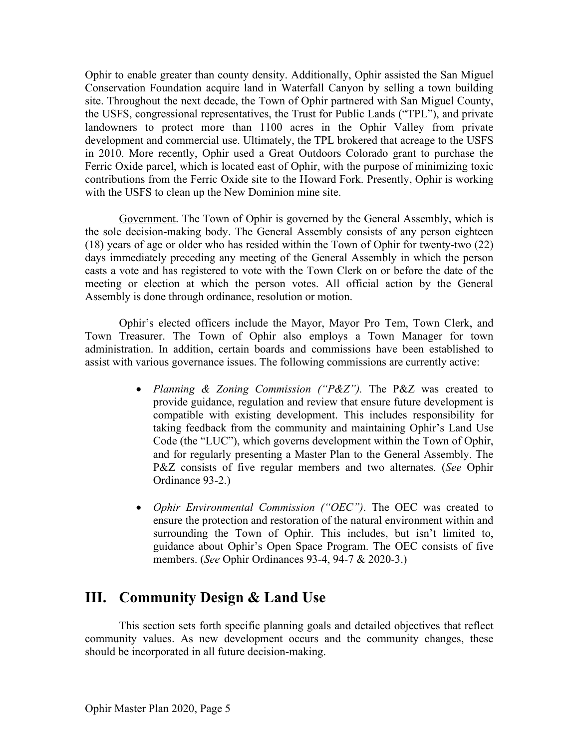Ophir to enable greater than county density. Additionally, Ophir assisted the San Miguel Conservation Foundation acquire land in Waterfall Canyon by selling a town building site. Throughout the next decade, the Town of Ophir partnered with San Miguel County, the USFS, congressional representatives, the Trust for Public Lands ("TPL"), and private landowners to protect more than 1100 acres in the Ophir Valley from private development and commercial use. Ultimately, the TPL brokered that acreage to the USFS in 2010. More recently, Ophir used a Great Outdoors Colorado grant to purchase the Ferric Oxide parcel, which is located east of Ophir, with the purpose of minimizing toxic contributions from the Ferric Oxide site to the Howard Fork. Presently, Ophir is working with the USFS to clean up the New Dominion mine site.

Government. The Town of Ophir is governed by the General Assembly, which is the sole decision-making body. The General Assembly consists of any person eighteen (18) years of age or older who has resided within the Town of Ophir for twenty-two (22) days immediately preceding any meeting of the General Assembly in which the person casts a vote and has registered to vote with the Town Clerk on or before the date of the meeting or election at which the person votes. All official action by the General Assembly is done through ordinance, resolution or motion.

Ophir's elected officers include the Mayor, Mayor Pro Tem, Town Clerk, and Town Treasurer. The Town of Ophir also employs a Town Manager for town administration. In addition, certain boards and commissions have been established to assist with various governance issues. The following commissions are currently active:

- *Planning & Zoning Commission ("P&Z").* The P&Z was created to provide guidance, regulation and review that ensure future development is compatible with existing development. This includes responsibility for taking feedback from the community and maintaining Ophir's Land Use Code (the "LUC"), which governs development within the Town of Ophir, and for regularly presenting a Master Plan to the General Assembly. The P&Z consists of five regular members and two alternates. (*See* Ophir Ordinance 93-2.)

- *Ophir Environmental Commission ("OEC")*. The OEC was created to ensure the protection and restoration of the natural environment within and surrounding the Town of Ophir. This includes, but isn't limited to, guidance about Ophir's Open Space Program. The OEC consists of five members. (*See* Ophir Ordinances 93-4, 94-7 & 2020-3.)

## III. Community Design & Land Use

This section sets forth specific planning goals and detailed objectives that reflect community values. As new development occurs and the community changes, these should be incorporated in all future decision-making.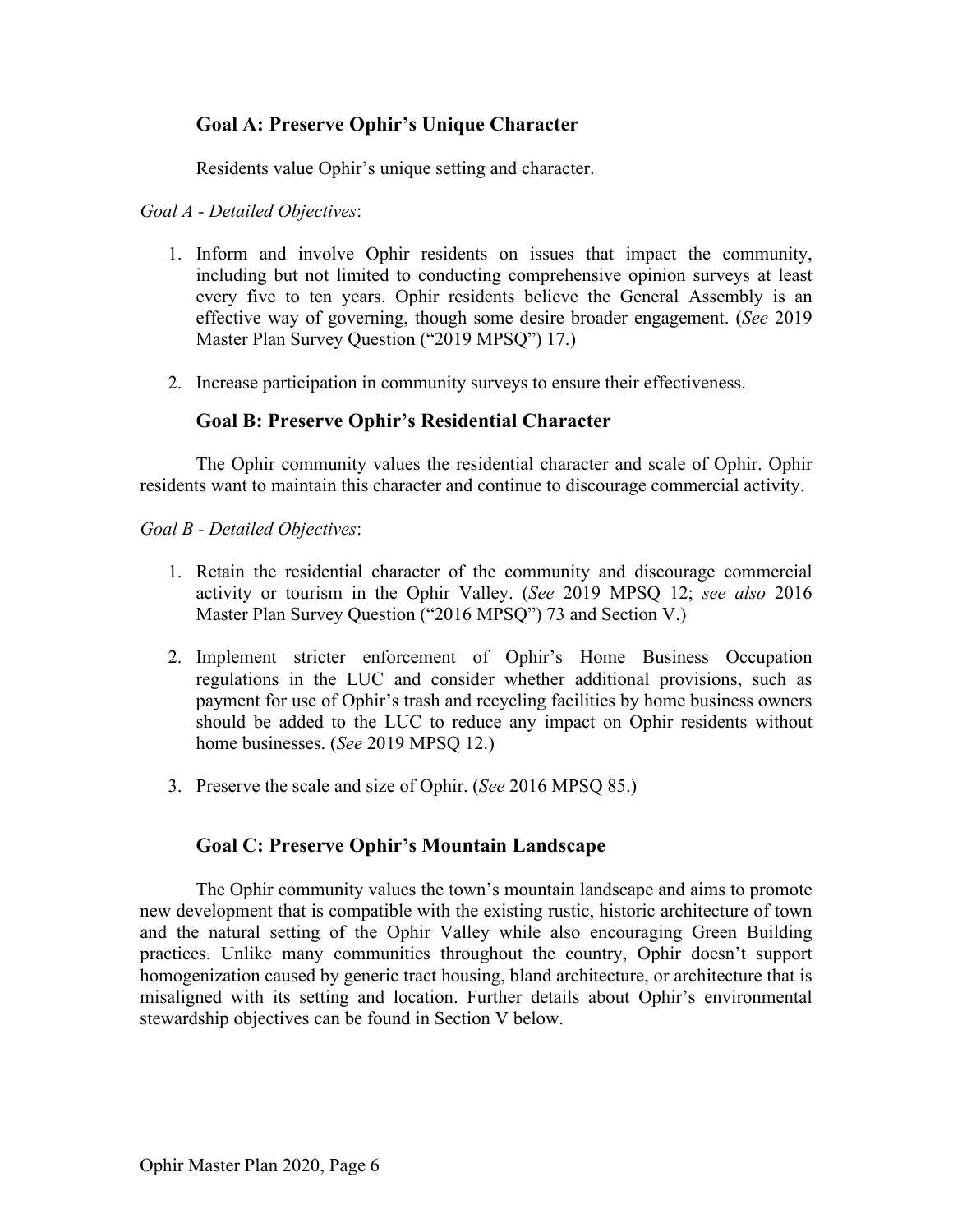### Goal A: Preserve Ophir's Unique Character

Residents value Ophir's unique setting and character.

*Goal A - Detailed Objectives*:

1. Inform and involve Ophir residents on issues that impact the community, including but not limited to conducting comprehensive opinion surveys at least every five to ten years. Ophir residents believe the General Assembly is an effective way of governing, though some desire broader engagement. (*See* 2019 Master Plan Survey Question ("2019 MPSQ") 17.)

2. Increase participation in community surveys to ensure their effectiveness.

### Goal B: Preserve Ophir's Residential Character

The Ophir community values the residential character and scale of Ophir. Ophir residents want to maintain this character and continue to discourage commercial activity.

*Goal B - Detailed Objectives*:

1. Retain the residential character of the community and discourage commercial activity or tourism in the Ophir Valley. (*See* 2019 MPSQ 12; *see also* 2016 Master Plan Survey Question ("2016 MPSQ") 73 and Section V.)

2. Implement stricter enforcement of Ophir's Home Business Occupation regulations in the LUC and consider whether additional provisions, such as payment for use of Ophir's trash and recycling facilities by home business owners should be added to the LUC to reduce any impact on Ophir residents without home businesses. (*See* 2019 MPSQ 12.)

3. Preserve the scale and size of Ophir. (*See* 2016 MPSQ 85.)

### Goal C: Preserve Ophir's Mountain Landscape

The Ophir community values the town's mountain landscape and aims to promote new development that is compatible with the existing rustic, historic architecture of town and the natural setting of the Ophir Valley while also encouraging Green Building practices. Unlike many communities throughout the country, Ophir doesn't support homogenization caused by generic tract housing, bland architecture, or architecture that is misaligned with its setting and location. Further details about Ophir's environmental stewardship objectives can be found in Section V below.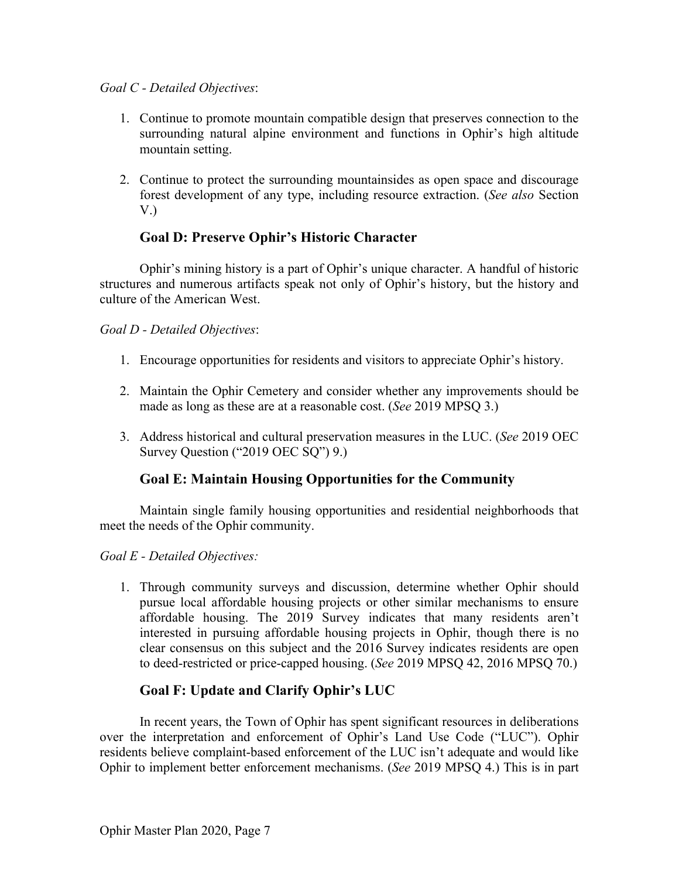*Goal C - Detailed Objectives*:

1. Continue to promote mountain compatible design that preserves connection to the surrounding natural alpine environment and functions in Ophir's high altitude mountain setting.

2. Continue to protect the surrounding mountainsides as open space and discourage forest development of any type, including resource extraction. (*See also* Section V.)

### Goal D: Preserve Ophir's Historic Character

Ophir's mining history is a part of Ophir's unique character. A handful of historic structures and numerous artifacts speak not only of Ophir's history, but the history and culture of the American West.

*Goal D - Detailed Objectives*:

1. Encourage opportunities for residents and visitors to appreciate Ophir's history.

2. Maintain the Ophir Cemetery and consider whether any improvements should be made as long as these are at a reasonable cost. (*See* 2019 MPSQ 3.)

3. Address historical and cultural preservation measures in the LUC. (*See* 2019 OEC Survey Question ("2019 OEC SQ") 9.)

### Goal E: Maintain Housing Opportunities for the Community

Maintain single family housing opportunities and residential neighborhoods that meet the needs of the Ophir community.

*Goal E - Detailed Objectives:*

1. Through community surveys and discussion, determine whether Ophir should pursue local affordable housing projects or other similar mechanisms to ensure affordable housing. The 2019 Survey indicates that many residents aren't interested in pursuing affordable housing projects in Ophir, though there is no clear consensus on this subject and the 2016 Survey indicates residents are open to deed-restricted or price-capped housing. (*See* 2019 MPSQ 42, 2016 MPSQ 70.)

### Goal F: Update and Clarify Ophir's LUC

In recent years, the Town of Ophir has spent significant resources in deliberations over the interpretation and enforcement of Ophir's Land Use Code ("LUC"). Ophir residents believe complaint-based enforcement of the LUC isn't adequate and would like Ophir to implement better enforcement mechanisms. (*See* 2019 MPSQ 4.) This is in part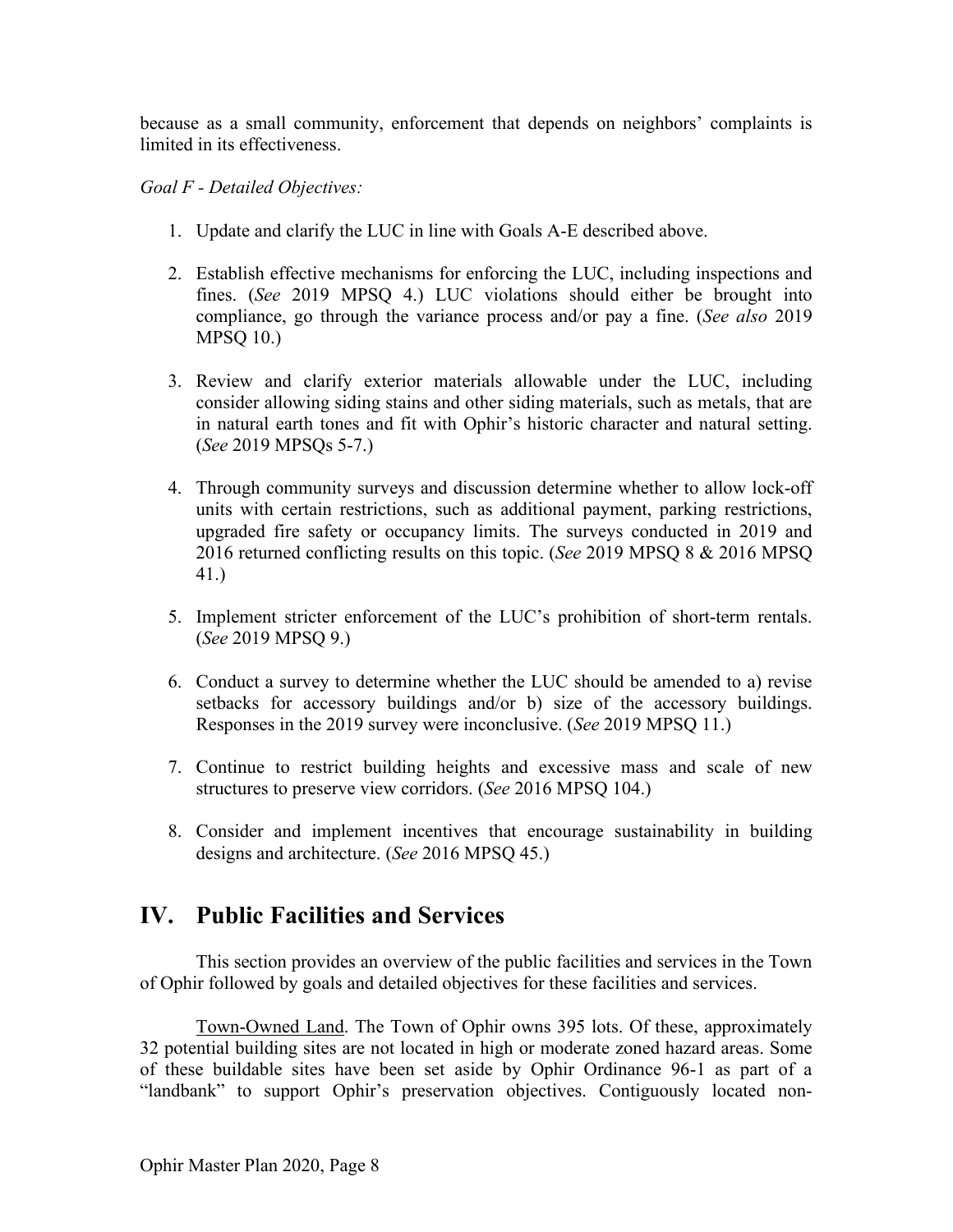because as a small community, enforcement that depends on neighbors' complaints is limited in its effectiveness.

*Goal F - Detailed Objectives:*

1. Update and clarify the LUC in line with Goals A-E described above.

2. Establish effective mechanisms for enforcing the LUC, including inspections and fines. (*See* 2019 MPSQ 4.) LUC violations should either be brought into compliance, go through the variance process and/or pay a fine. (*See also* 2019 MPSQ 10.)

3. Review and clarify exterior materials allowable under the LUC, including consider allowing siding stains and other siding materials, such as metals, that are in natural earth tones and fit with Ophir's historic character and natural setting. (*See* 2019 MPSQs 5-7.)

4. Through community surveys and discussion determine whether to allow lock-off units with certain restrictions, such as additional payment, parking restrictions, upgraded fire safety or occupancy limits. The surveys conducted in 2019 and 2016 returned conflicting results on this topic. (*See* 2019 MPSQ 8 & 2016 MPSQ 41.)

5. Implement stricter enforcement of the LUC's prohibition of short-term rentals. (*See* 2019 MPSQ 9.)

6. Conduct a survey to determine whether the LUC should be amended to a) revise setbacks for accessory buildings and/or b) size of the accessory buildings. Responses in the 2019 survey were inconclusive. (*See* 2019 MPSQ 11.)

7. Continue to restrict building heights and excessive mass and scale of new structures to preserve view corridors. (*See* 2016 MPSQ 104.)

8. Consider and implement incentives that encourage sustainability in building designs and architecture. (*See* 2016 MPSQ 45.)

# IV. Public Facilities and Services

This section provides an overview of the public facilities and services in the Town of Ophir followed by goals and detailed objectives for these facilities and services.

Town-Owned Land. The Town of Ophir owns 395 lots. Of these, approximately 32 potential building sites are not located in high or moderate zoned hazard areas. Some of these buildable sites have been set aside by Ophir Ordinance 96-1 as part of a "landbank" to support Ophir's preservation objectives. Contiguously located non-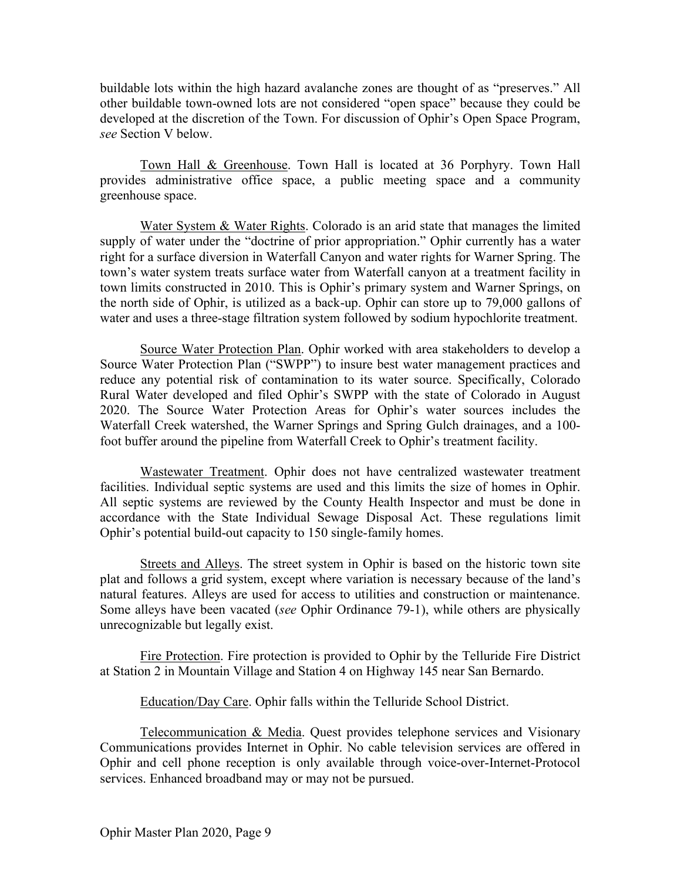buildable lots within the high hazard avalanche zones are thought of as "preserves." All other buildable town-owned lots are not considered "open space" because they could be developed at the discretion of the Town. For discussion of Ophir's Open Space Program, *see* Section V below.

Town Hall & Greenhouse. Town Hall is located at 36 Porphyry. Town Hall provides administrative office space, a public meeting space and a community greenhouse space.

Water System & Water Rights. Colorado is an arid state that manages the limited supply of water under the "doctrine of prior appropriation." Ophir currently has a water right for a surface diversion in Waterfall Canyon and water rights for Warner Spring. The town's water system treats surface water from Waterfall canyon at a treatment facility in town limits constructed in 2010. This is Ophir's primary system and Warner Springs, on the north side of Ophir, is utilized as a back-up. Ophir can store up to 79,000 gallons of water and uses a three-stage filtration system followed by sodium hypochlorite treatment.

Source Water Protection Plan. Ophir worked with area stakeholders to develop a Source Water Protection Plan ("SWPP") to insure best water management practices and reduce any potential risk of contamination to its water source. Specifically, Colorado Rural Water developed and filed Ophir's SWPP with the state of Colorado in August 2020. The Source Water Protection Areas for Ophir's water sources includes the Waterfall Creek watershed, the Warner Springs and Spring Gulch drainages, and a 100-foot buffer around the pipeline from Waterfall Creek to Ophir's treatment facility.

Wastewater Treatment. Ophir does not have centralized wastewater treatment facilities. Individual septic systems are used and this limits the size of homes in Ophir. All septic systems are reviewed by the County Health Inspector and must be done in accordance with the State Individual Sewage Disposal Act. These regulations limit Ophir's potential build-out capacity to 150 single-family homes.

Streets and Alleys. The street system in Ophir is based on the historic town site plat and follows a grid system, except where variation is necessary because of the land's natural features. Alleys are used for access to utilities and construction or maintenance. Some alleys have been vacated (*see* Ophir Ordinance 79-1), while others are physically unrecognizable but legally exist.

Fire Protection. Fire protection is provided to Ophir by the Telluride Fire District at Station 2 in Mountain Village and Station 4 on Highway 145 near San Bernardo.

Education/Day Care. Ophir falls within the Telluride School District.

Telecommunication & Media. Quest provides telephone services and Visionary Communications provides Internet in Ophir. No cable television services are offered in Ophir and cell phone reception is only available through voice-over-Internet-Protocol services. Enhanced broadband may or may not be pursued.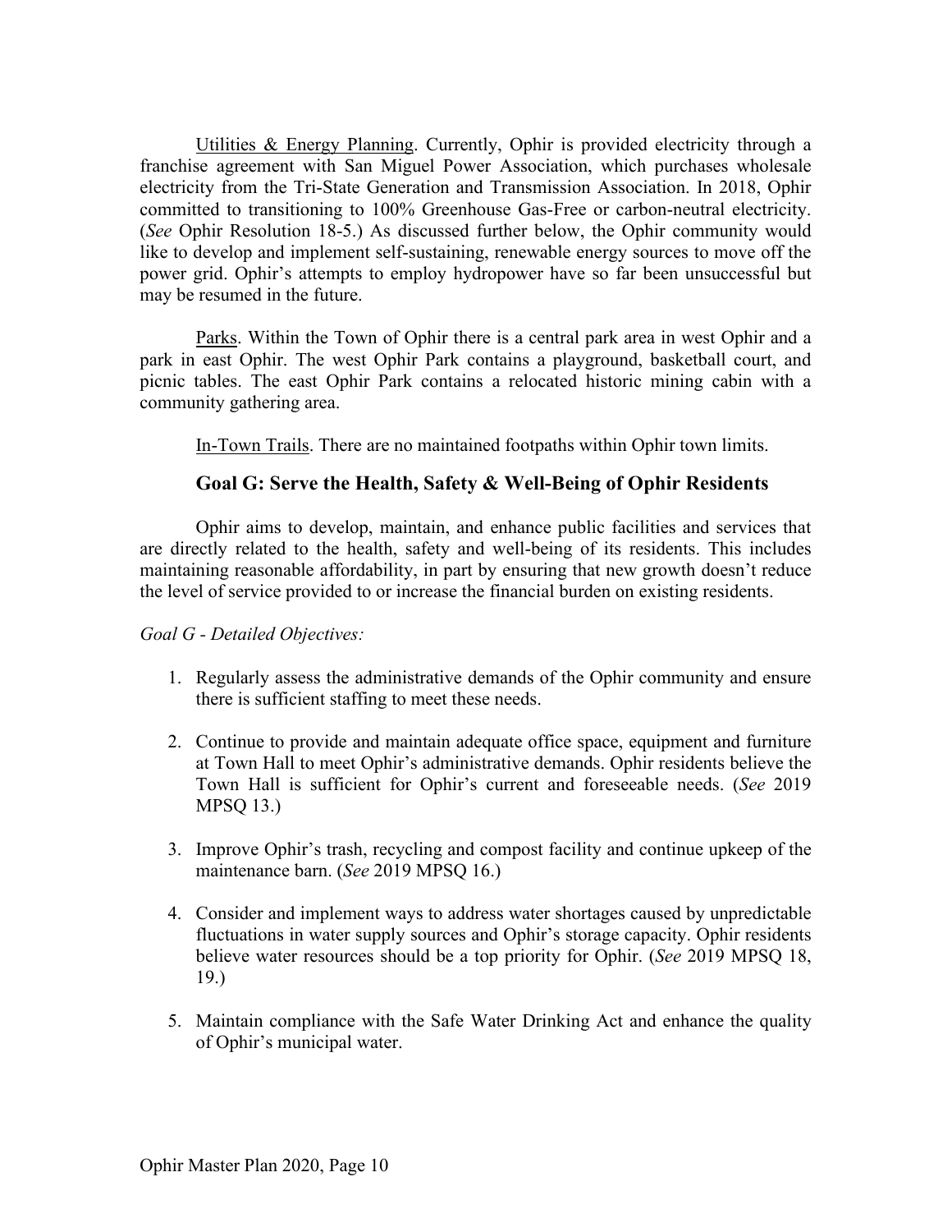Utilities & Energy Planning. Currently, Ophir is provided electricity through a franchise agreement with San Miguel Power Association, which purchases wholesale electricity from the Tri-State Generation and Transmission Association. In 2018, Ophir committed to transitioning to 100% Greenhouse Gas-Free or carbon-neutral electricity. (*See* Ophir Resolution 18-5.) As discussed further below, the Ophir community would like to develop and implement self-sustaining, renewable energy sources to move off the power grid. Ophir's attempts to employ hydropower have so far been unsuccessful but may be resumed in the future.

Parks. Within the Town of Ophir there is a central park area in west Ophir and a park in east Ophir. The west Ophir Park contains a playground, basketball court, and picnic tables. The east Ophir Park contains a relocated historic mining cabin with a community gathering area.

In-Town Trails. There are no maintained footpaths within Ophir town limits.

## Goal G: Serve the Health, Safety & Well-Being of Ophir Residents

Ophir aims to develop, maintain, and enhance public facilities and services that are directly related to the health, safety and well-being of its residents. This includes maintaining reasonable affordability, in part by ensuring that new growth doesn't reduce the level of service provided to or increase the financial burden on existing residents.

*Goal G - Detailed Objectives:*

1. Regularly assess the administrative demands of the Ophir community and ensure there is sufficient staffing to meet these needs.

2. Continue to provide and maintain adequate office space, equipment and furniture at Town Hall to meet Ophir's administrative demands. Ophir residents believe the Town Hall is sufficient for Ophir's current and foreseeable needs. (*See* 2019 MPSQ 13.)

3. Improve Ophir's trash, recycling and compost facility and continue upkeep of the maintenance barn. (*See* 2019 MPSQ 16.)

4. Consider and implement ways to address water shortages caused by unpredictable fluctuations in water supply sources and Ophir's storage capacity. Ophir residents believe water resources should be a top priority for Ophir. (*See* 2019 MPSQ 18, 19.)

5. Maintain compliance with the Safe Water Drinking Act and enhance the quality of Ophir's municipal water.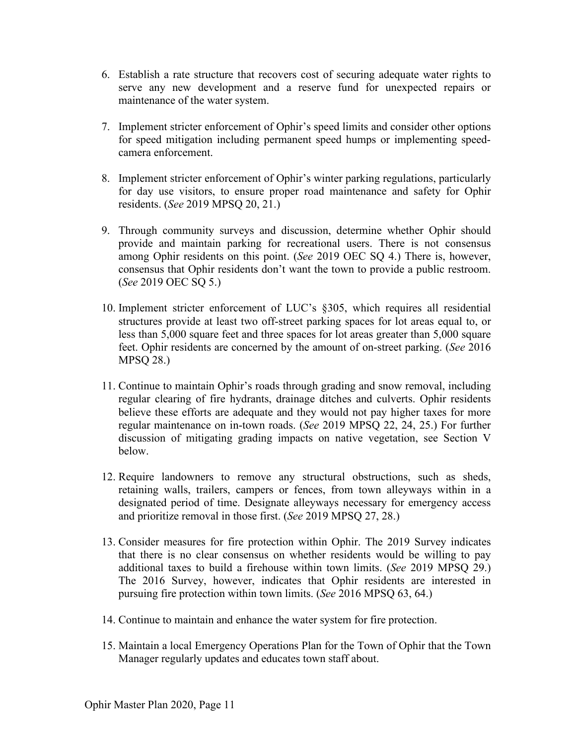6. Establish a rate structure that recovers cost of securing adequate water rights to serve any new development and a reserve fund for unexpected repairs or maintenance of the water system.

7. Implement stricter enforcement of Ophir's speed limits and consider other options for speed mitigation including permanent speed humps or implementing speed-camera enforcement.

8. Implement stricter enforcement of Ophir's winter parking regulations, particularly for day use visitors, to ensure proper road maintenance and safety for Ophir residents. (*See* 2019 MPSQ 20, 21.)

9. Through community surveys and discussion, determine whether Ophir should provide and maintain parking for recreational users. There is not consensus among Ophir residents on this point. (*See* 2019 OEC SQ 4.) There is, however, consensus that Ophir residents don't want the town to provide a public restroom. (*See* 2019 OEC SQ 5.)

10. Implement stricter enforcement of LUC's §305, which requires all residential structures provide at least two off-street parking spaces for lot areas equal to, or less than 5,000 square feet and three spaces for lot areas greater than 5,000 square feet. Ophir residents are concerned by the amount of on-street parking. (*See* 2016 MPSQ 28.)

11. Continue to maintain Ophir's roads through grading and snow removal, including regular clearing of fire hydrants, drainage ditches and culverts. Ophir residents believe these efforts are adequate and they would not pay higher taxes for more regular maintenance on in-town roads. (*See* 2019 MPSQ 22, 24, 25.) For further discussion of mitigating grading impacts on native vegetation, see Section V below.

12. Require landowners to remove any structural obstructions, such as sheds, retaining walls, trailers, campers or fences, from town alleyways within in a designated period of time. Designate alleyways necessary for emergency access and prioritize removal in those first. (*See* 2019 MPSQ 27, 28.)

13. Consider measures for fire protection within Ophir. The 2019 Survey indicates that there is no clear consensus on whether residents would be willing to pay additional taxes to build a firehouse within town limits. (*See* 2019 MPSQ 29.) The 2016 Survey, however, indicates that Ophir residents are interested in pursuing fire protection within town limits. (*See* 2016 MPSQ 63, 64.)

14. Continue to maintain and enhance the water system for fire protection.

15. Maintain a local Emergency Operations Plan for the Town of Ophir that the Town Manager regularly updates and educates town staff about.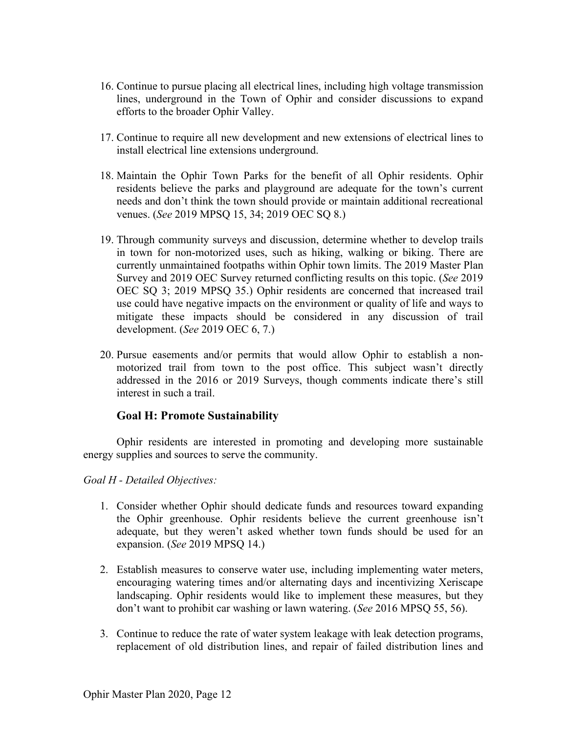16. Continue to pursue placing all electrical lines, including high voltage transmission lines, underground in the Town of Ophir and consider discussions to expand efforts to the broader Ophir Valley.

17. Continue to require all new development and new extensions of electrical lines to install electrical line extensions underground.

18. Maintain the Ophir Town Parks for the benefit of all Ophir residents. Ophir residents believe the parks and playground are adequate for the town's current needs and don't think the town should provide or maintain additional recreational venues. (*See* 2019 MPSQ 15, 34; 2019 OEC SQ 8.)

19. Through community surveys and discussion, determine whether to develop trails in town for non-motorized uses, such as hiking, walking or biking. There are currently unmaintained footpaths within Ophir town limits. The 2019 Master Plan Survey and 2019 OEC Survey returned conflicting results on this topic. (*See* 2019 OEC SQ 3; 2019 MPSQ 35.) Ophir residents are concerned that increased trail use could have negative impacts on the environment or quality of life and ways to mitigate these impacts should be considered in any discussion of trail development. (*See* 2019 OEC 6, 7.)

20. Pursue easements and/or permits that would allow Ophir to establish a non-motorized trail from town to the post office. This subject wasn't directly addressed in the 2016 or 2019 Surveys, though comments indicate there's still interest in such a trail.

### Goal H: Promote Sustainability

Ophir residents are interested in promoting and developing more sustainable energy supplies and sources to serve the community.

*Goal H - Detailed Objectives:*

1. Consider whether Ophir should dedicate funds and resources toward expanding the Ophir greenhouse. Ophir residents believe the current greenhouse isn't adequate, but they weren't asked whether town funds should be used for an expansion. (*See* 2019 MPSQ 14.)

2. Establish measures to conserve water use, including implementing water meters, encouraging watering times and/or alternating days and incentivizing Xeriscape landscaping. Ophir residents would like to implement these measures, but they don't want to prohibit car washing or lawn watering. (*See* 2016 MPSQ 55, 56).

3. Continue to reduce the rate of water system leakage with leak detection programs, replacement of old distribution lines, and repair of failed distribution lines and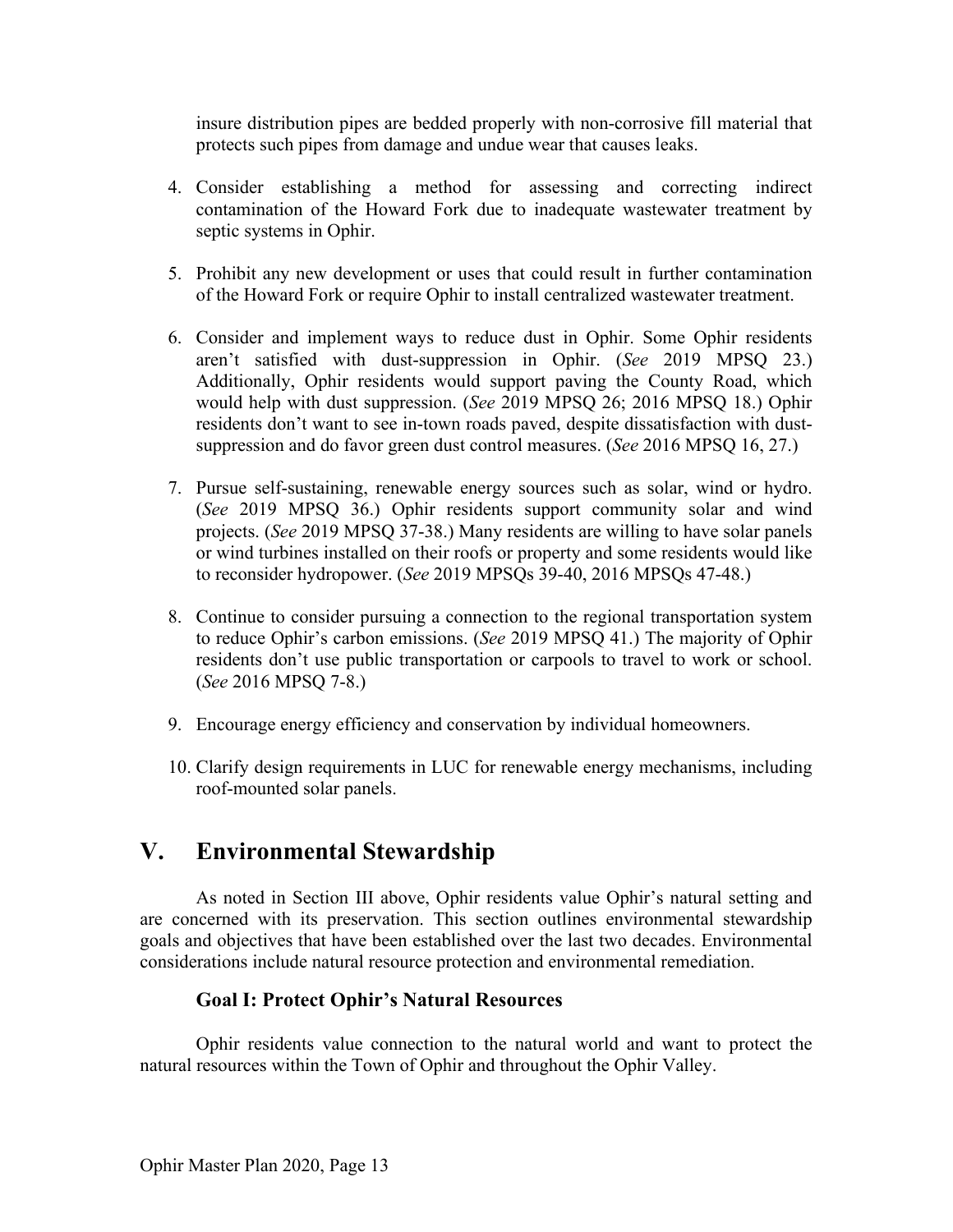insure distribution pipes are bedded properly with non-corrosive fill material that protects such pipes from damage and undue wear that causes leaks.

4. Consider establishing a method for assessing and correcting indirect contamination of the Howard Fork due to inadequate wastewater treatment by septic systems in Ophir.

5. Prohibit any new development or uses that could result in further contamination of the Howard Fork or require Ophir to install centralized wastewater treatment.

6. Consider and implement ways to reduce dust in Ophir. Some Ophir residents aren't satisfied with dust-suppression in Ophir. (*See* 2019 MPSQ 23.) Additionally, Ophir residents would support paving the County Road, which would help with dust suppression. (*See* 2019 MPSQ 26; 2016 MPSQ 18.) Ophir residents don't want to see in-town roads paved, despite dissatisfaction with dust-suppression and do favor green dust control measures. (*See* 2016 MPSQ 16, 27.)

7. Pursue self-sustaining, renewable energy sources such as solar, wind or hydro. (*See* 2019 MPSQ 36.) Ophir residents support community solar and wind projects. (*See* 2019 MPSQ 37-38.) Many residents are willing to have solar panels or wind turbines installed on their roofs or property and some residents would like to reconsider hydropower. (*See* 2019 MPSQs 39-40, 2016 MPSQs 47-48.)

8. Continue to consider pursuing a connection to the regional transportation system to reduce Ophir's carbon emissions. (*See* 2019 MPSQ 41.) The majority of Ophir residents don't use public transportation or carpools to travel to work or school. (*See* 2016 MPSQ 7-8.)

9. Encourage energy efficiency and conservation by individual homeowners.

10. Clarify design requirements in LUC for renewable energy mechanisms, including roof-mounted solar panels.

# V. Environmental Stewardship

As noted in Section III above, Ophir residents value Ophir's natural setting and are concerned with its preservation. This section outlines environmental stewardship goals and objectives that have been established over the last two decades. Environmental considerations include natural resource protection and environmental remediation.

### Goal I: Protect Ophir's Natural Resources

Ophir residents value connection to the natural world and want to protect the natural resources within the Town of Ophir and throughout the Ophir Valley.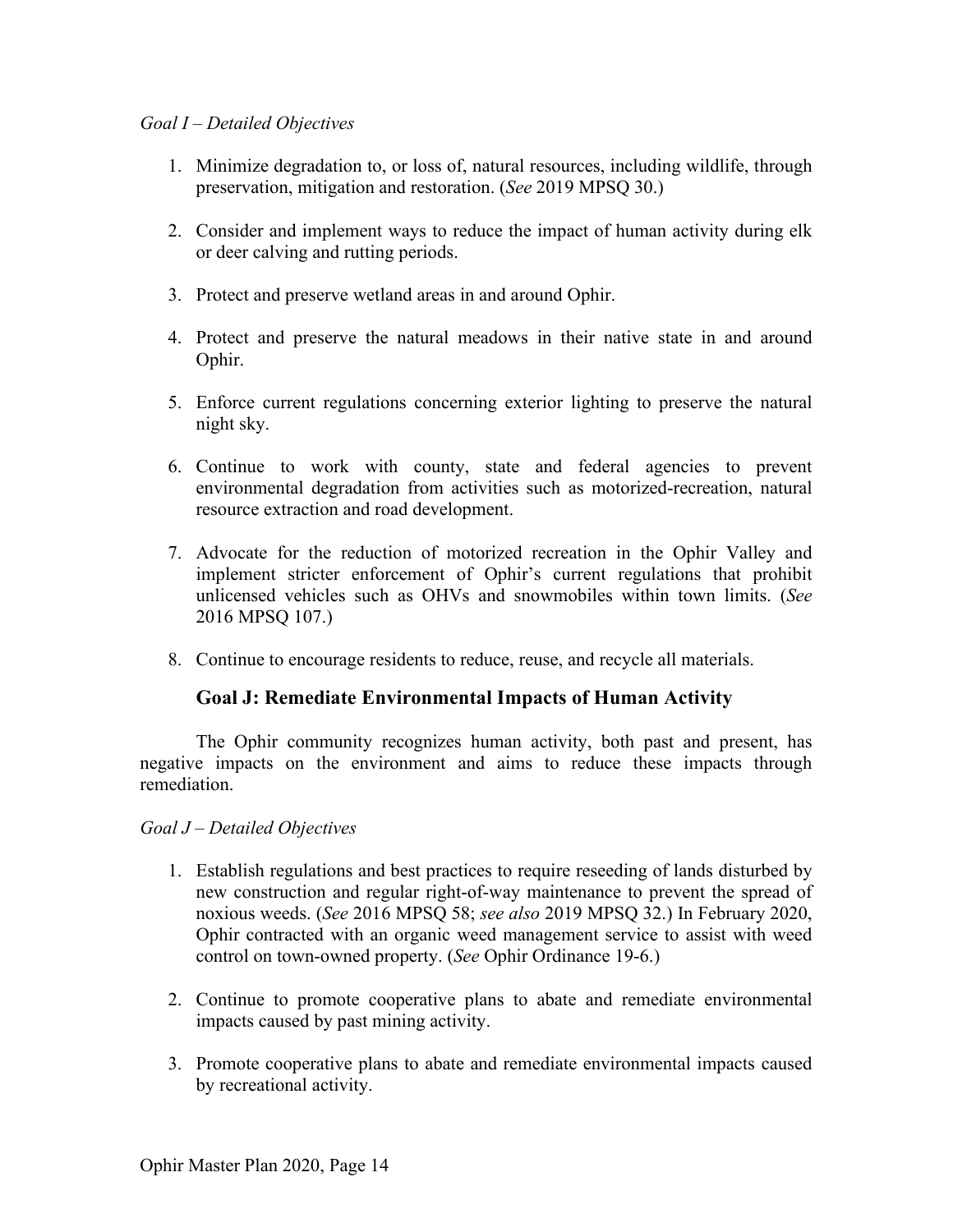*Goal I – Detailed Objectives*

1. Minimize degradation to, or loss of, natural resources, including wildlife, through preservation, mitigation and restoration. (*See* 2019 MPSQ 30.)

2. Consider and implement ways to reduce the impact of human activity during elk or deer calving and rutting periods.

3. Protect and preserve wetland areas in and around Ophir.

4. Protect and preserve the natural meadows in their native state in and around Ophir.

5. Enforce current regulations concerning exterior lighting to preserve the natural night sky.

6. Continue to work with county, state and federal agencies to prevent environmental degradation from activities such as motorized-recreation, natural resource extraction and road development.

7. Advocate for the reduction of motorized recreation in the Ophir Valley and implement stricter enforcement of Ophir's current regulations that prohibit unlicensed vehicles such as OHVs and snowmobiles within town limits. (*See* 2016 MPSQ 107.)

8. Continue to encourage residents to reduce, reuse, and recycle all materials.

### Goal J: Remediate Environmental Impacts of Human Activity

The Ophir community recognizes human activity, both past and present, has negative impacts on the environment and aims to reduce these impacts through remediation.

*Goal J – Detailed Objectives*

1. Establish regulations and best practices to require reseeding of lands disturbed by new construction and regular right-of-way maintenance to prevent the spread of noxious weeds. (*See* 2016 MPSQ 58; *see also* 2019 MPSQ 32.) In February 2020, Ophir contracted with an organic weed management service to assist with weed control on town-owned property. (*See* Ophir Ordinance 19-6.)

2. Continue to promote cooperative plans to abate and remediate environmental impacts caused by past mining activity.

3. Promote cooperative plans to abate and remediate environmental impacts caused by recreational activity.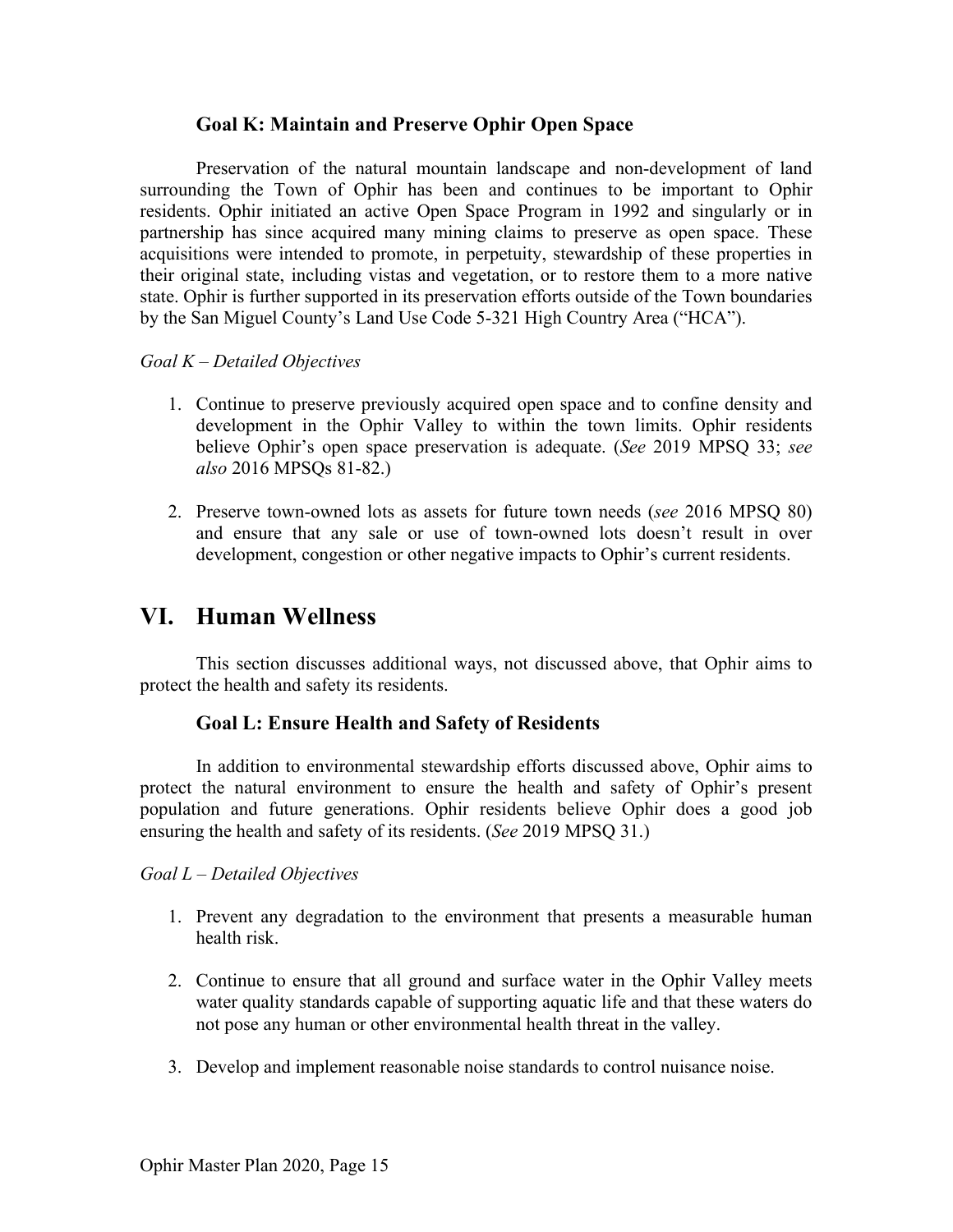### Goal K: Maintain and Preserve Ophir Open Space

Preservation of the natural mountain landscape and non-development of land surrounding the Town of Ophir has been and continues to be important to Ophir residents. Ophir initiated an active Open Space Program in 1992 and singularly or in partnership has since acquired many mining claims to preserve as open space. These acquisitions were intended to promote, in perpetuity, stewardship of these properties in their original state, including vistas and vegetation, or to restore them to a more native state. Ophir is further supported in its preservation efforts outside of the Town boundaries by the San Miguel County's Land Use Code 5-321 High Country Area ("HCA").

*Goal K – Detailed Objectives*

1. Continue to preserve previously acquired open space and to confine density and development in the Ophir Valley to within the town limits. Ophir residents believe Ophir's open space preservation is adequate. (*See* 2019 MPSQ 33; *see also* 2016 MPSQs 81-82.)

2. Preserve town-owned lots as assets for future town needs (*see* 2016 MPSQ 80) and ensure that any sale or use of town-owned lots doesn't result in over development, congestion or other negative impacts to Ophir's current residents.

## VI. Human Wellness

This section discusses additional ways, not discussed above, that Ophir aims to protect the health and safety its residents.

### Goal L: Ensure Health and Safety of Residents

In addition to environmental stewardship efforts discussed above, Ophir aims to protect the natural environment to ensure the health and safety of Ophir's present population and future generations. Ophir residents believe Ophir does a good job ensuring the health and safety of its residents. (*See* 2019 MPSQ 31.)

*Goal L – Detailed Objectives*

1. Prevent any degradation to the environment that presents a measurable human health risk.

2. Continue to ensure that all ground and surface water in the Ophir Valley meets water quality standards capable of supporting aquatic life and that these waters do not pose any human or other environmental health threat in the valley.

3. Develop and implement reasonable noise standards to control nuisance noise.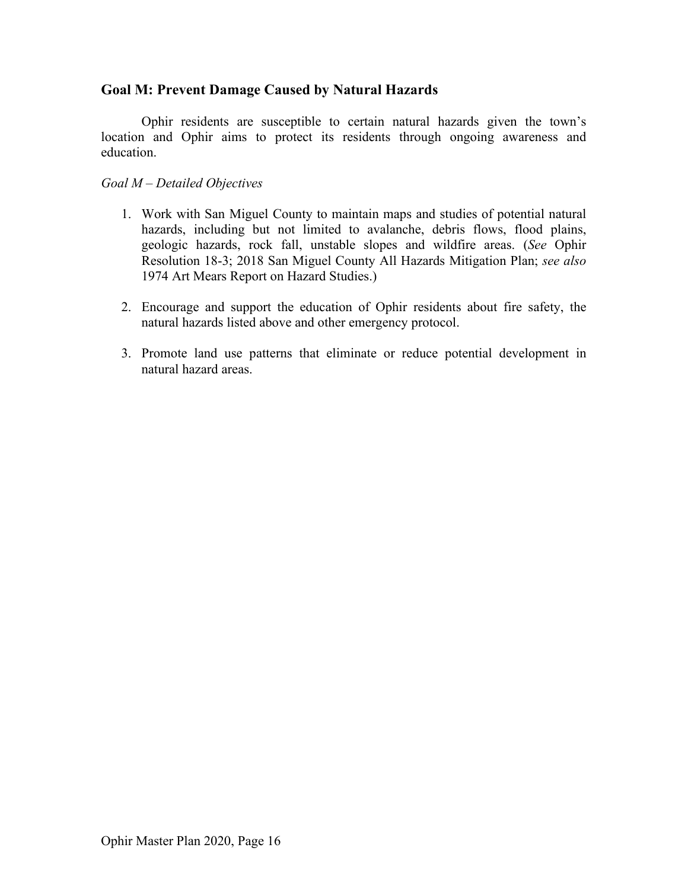## Goal M: Prevent Damage Caused by Natural Hazards

Ophir residents are susceptible to certain natural hazards given the town's location and Ophir aims to protect its residents through ongoing awareness and education.

*Goal M – Detailed Objectives*

1. Work with San Miguel County to maintain maps and studies of potential natural hazards, including but not limited to avalanche, debris flows, flood plains, geologic hazards, rock fall, unstable slopes and wildfire areas. (*See* Ophir Resolution 18-3; 2018 San Miguel County All Hazards Mitigation Plan; *see also* 1974 Art Mears Report on Hazard Studies.)

2. Encourage and support the education of Ophir residents about fire safety, the natural hazards listed above and other emergency protocol.

3. Promote land use patterns that eliminate or reduce potential development in natural hazard areas.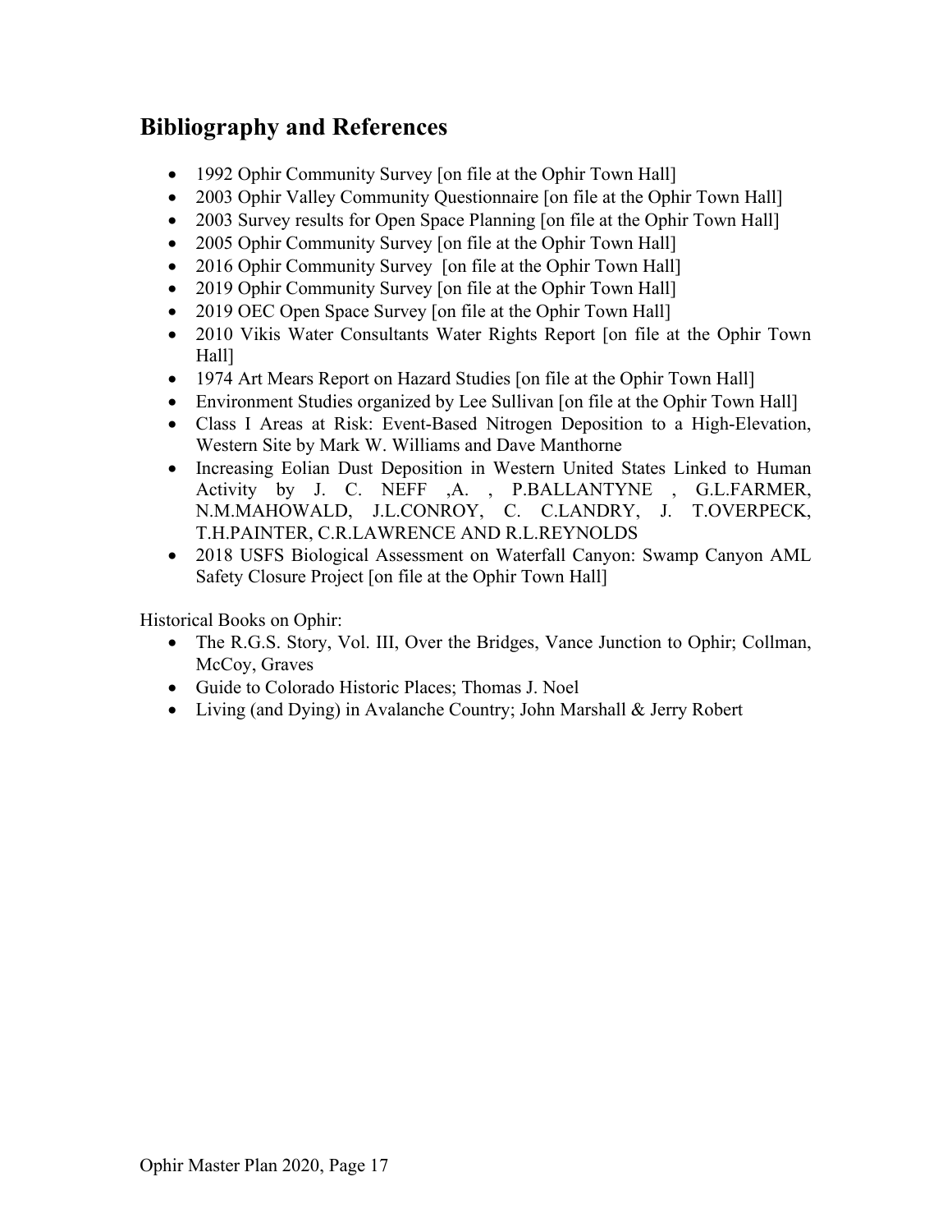## Bibliography and References

- 1992 Ophir Community Survey [on file at the Ophir Town Hall]
- 2003 Ophir Valley Community Questionnaire [on file at the Ophir Town Hall]
- 2003 Survey results for Open Space Planning [on file at the Ophir Town Hall]
- 2005 Ophir Community Survey [on file at the Ophir Town Hall]
- 2016 Ophir Community Survey [on file at the Ophir Town Hall]
- 2019 Ophir Community Survey [on file at the Ophir Town Hall]
- 2019 OEC Open Space Survey [on file at the Ophir Town Hall]
- 2010 Vikis Water Consultants Water Rights Report [on file at the Ophir Town Hall]
- 1974 Art Mears Report on Hazard Studies [on file at the Ophir Town Hall]
- Environment Studies organized by Lee Sullivan [on file at the Ophir Town Hall]
- Class I Areas at Risk: Event-Based Nitrogen Deposition to a High-Elevation, Western Site by Mark W. Williams and Dave Manthorne
- Increasing Eolian Dust Deposition in Western United States Linked to Human Activity by J. C. NEFF ,A. , P.BALLANTYNE , G.L.FARMER, N.M.MAHOWALD, J.L.CONROY, C. C.LANDRY, J. T.OVERPECK, T.H.PAINTER, C.R.LAWRENCE AND R.L.REYNOLDS
- 2018 USFS Biological Assessment on Waterfall Canyon: Swamp Canyon AML Safety Closure Project [on file at the Ophir Town Hall]

Historical Books on Ophir:

- The R.G.S. Story, Vol. III, Over the Bridges, Vance Junction to Ophir; Collman, McCoy, Graves
- Guide to Colorado Historic Places; Thomas J. Noel
- Living (and Dying) in Avalanche Country; John Marshall & Jerry Robert